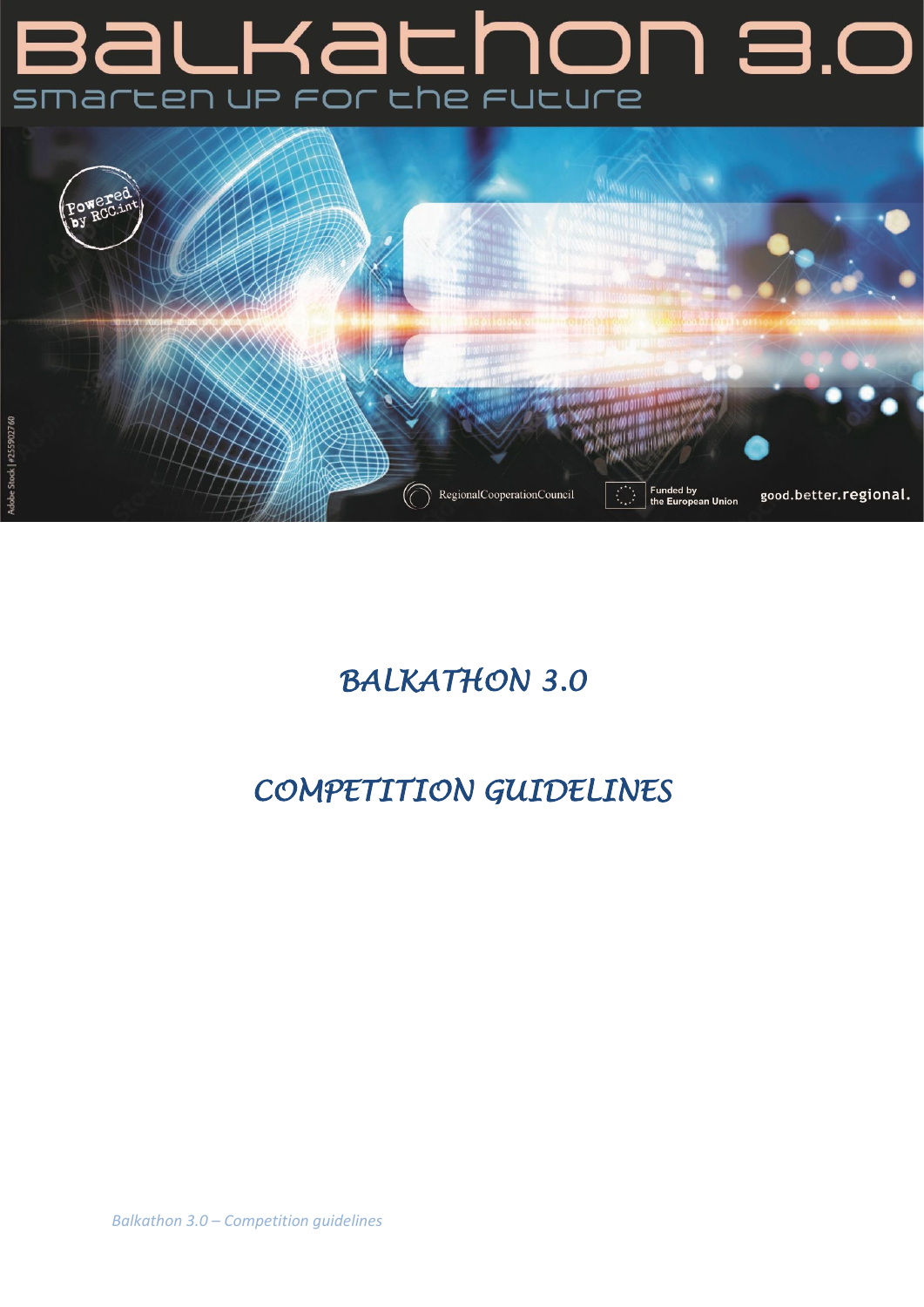# Balkathon 3.0

smarten up for the future

Powered by RCC.int

RegionalCooperationCouncil

Funded by the European Union

good.better.regional.

## *BALKATHON 3.0*

## *COMPETITION GUIDELINES*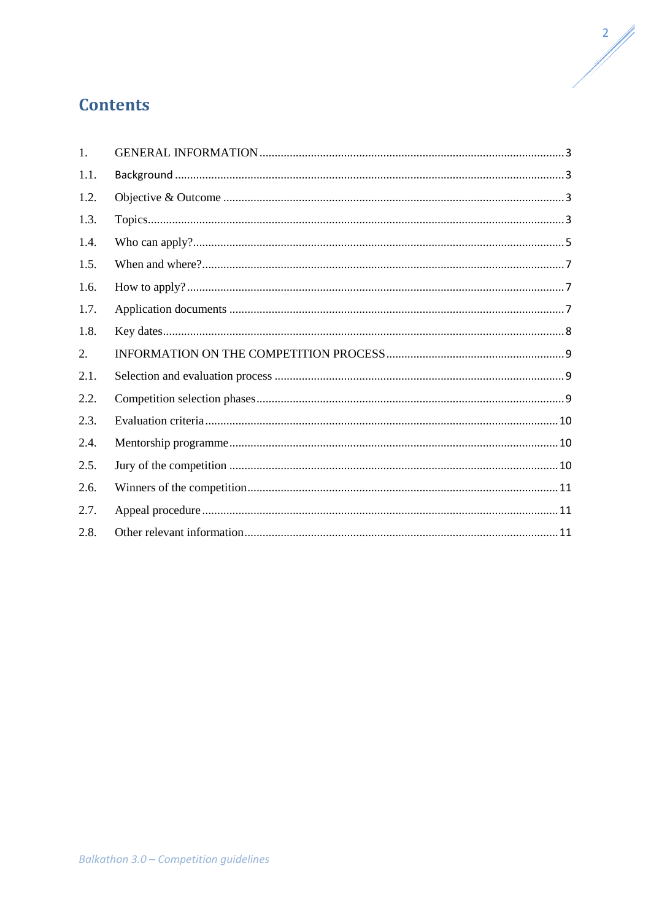# Contents

| | | |
|---|---|---|
| 1. | GENERAL INFORMATION | 3 |
| 1.1. | Background | 3 |
| 1.2. | Objective & Outcome | 3 |
| 1.3. | Topics | 3 |
| 1.4. | Who can apply? | 5 |
| 1.5. | When and where? | 7 |
| 1.6. | How to apply? | 7 |
| 1.7. | Application documents | 7 |
| 1.8. | Key dates | 8 |
| 2. | INFORMATION ON THE COMPETITION PROCESS | 9 |
| 2.1. | Selection and evaluation process | 9 |
| 2.2. | Competition selection phases | 9 |
| 2.3. | Evaluation criteria | 10 |
| 2.4. | Mentorship programme | 10 |
| 2.5. | Jury of the competition | 10 |
| 2.6. | Winners of the competition | 11 |
| 2.7. | Appeal procedure | 11 |
| 2.8. | Other relevant information | 11 |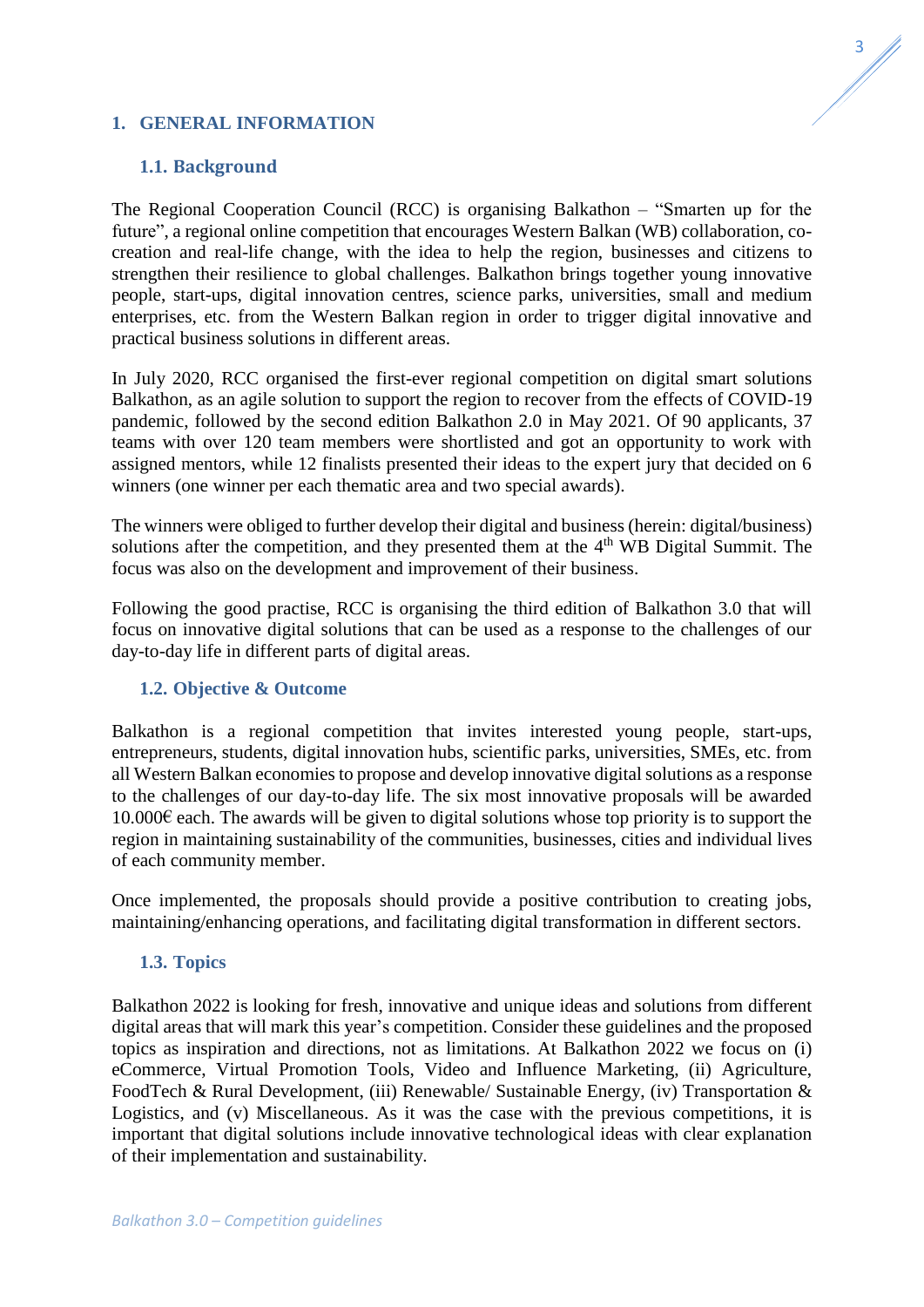## 1. GENERAL INFORMATION

### 1.1. Background

The Regional Cooperation Council (RCC) is organising Balkathon – "Smarten up for the future", a regional online competition that encourages Western Balkan (WB) collaboration, co-creation and real-life change, with the idea to help the region, businesses and citizens to strengthen their resilience to global challenges. Balkathon brings together young innovative people, start-ups, digital innovation centres, science parks, universities, small and medium enterprises, etc. from the Western Balkan region in order to trigger digital innovative and practical business solutions in different areas.

In July 2020, RCC organised the first-ever regional competition on digital smart solutions Balkathon, as an agile solution to support the region to recover from the effects of COVID-19 pandemic, followed by the second edition Balkathon 2.0 in May 2021. Of 90 applicants, 37 teams with over 120 team members were shortlisted and got an opportunity to work with assigned mentors, while 12 finalists presented their ideas to the expert jury that decided on 6 winners (one winner per each thematic area and two special awards).

The winners were obliged to further develop their digital and business (herein: digital/business) solutions after the competition, and they presented them at the 4th WB Digital Summit. The focus was also on the development and improvement of their business.

Following the good practise, RCC is organising the third edition of Balkathon 3.0 that will focus on innovative digital solutions that can be used as a response to the challenges of our day-to-day life in different parts of digital areas.

### 1.2. Objective & Outcome

Balkathon is a regional competition that invites interested young people, start-ups, entrepreneurs, students, digital innovation hubs, scientific parks, universities, SMEs, etc. from all Western Balkan economies to propose and develop innovative digital solutions as a response to the challenges of our day-to-day life. The six most innovative proposals will be awarded 10.000€ each. The awards will be given to digital solutions whose top priority is to support the region in maintaining sustainability of the communities, businesses, cities and individual lives of each community member.

Once implemented, the proposals should provide a positive contribution to creating jobs, maintaining/enhancing operations, and facilitating digital transformation in different sectors.

### 1.3. Topics

Balkathon 2022 is looking for fresh, innovative and unique ideas and solutions from different digital areas that will mark this year's competition. Consider these guidelines and the proposed topics as inspiration and directions, not as limitations. At Balkathon 2022 we focus on (i) eCommerce, Virtual Promotion Tools, Video and Influence Marketing, (ii) Agriculture, FoodTech & Rural Development, (iii) Renewable/ Sustainable Energy, (iv) Transportation & Logistics, and (v) Miscellaneous. As it was the case with the previous competitions, it is important that digital solutions include innovative technological ideas with clear explanation of their implementation and sustainability.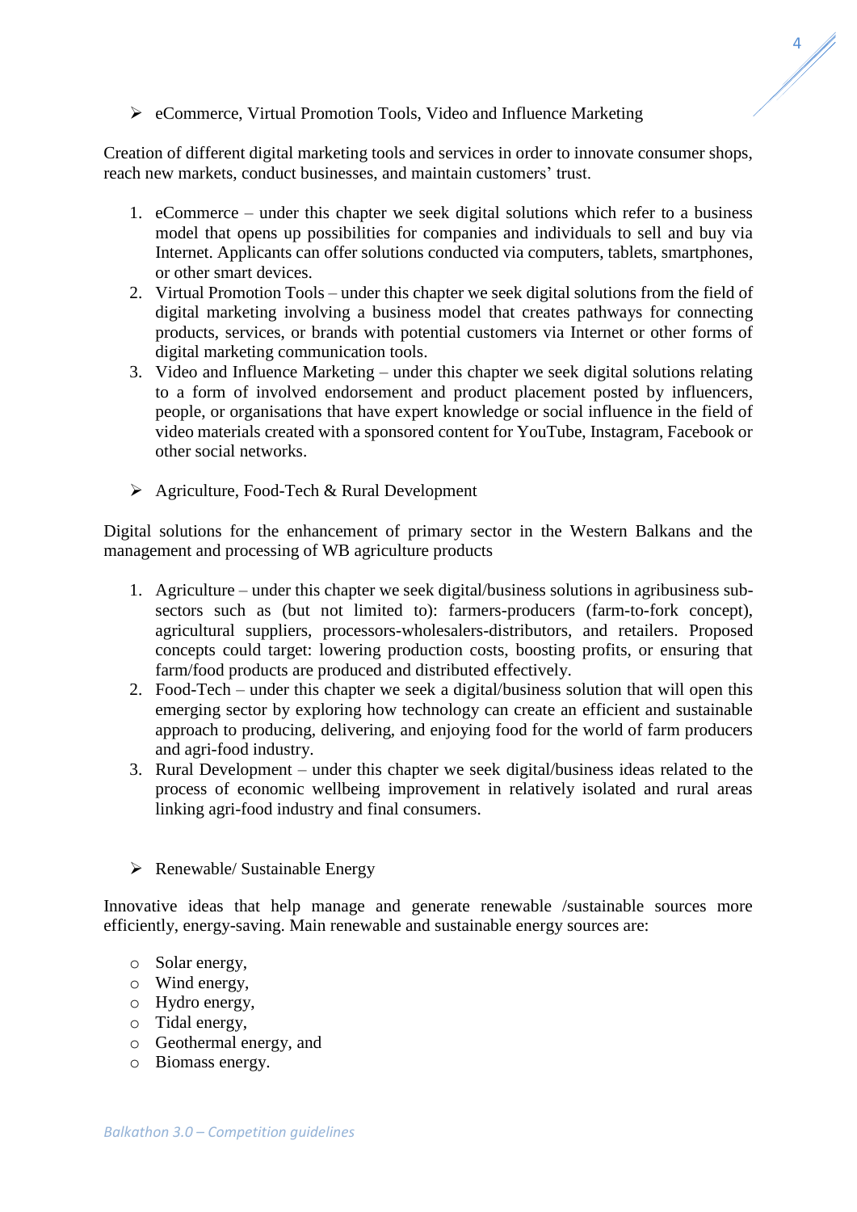- eCommerce, Virtual Promotion Tools, Video and Influence Marketing

Creation of different digital marketing tools and services in order to innovate consumer shops, reach new markets, conduct businesses, and maintain customers' trust.

1. eCommerce – under this chapter we seek digital solutions which refer to a business model that opens up possibilities for companies and individuals to sell and buy via Internet. Applicants can offer solutions conducted via computers, tablets, smartphones, or other smart devices.
2. Virtual Promotion Tools – under this chapter we seek digital solutions from the field of digital marketing involving a business model that creates pathways for connecting products, services, or brands with potential customers via Internet or other forms of digital marketing communication tools.
3. Video and Influence Marketing – under this chapter we seek digital solutions relating to a form of involved endorsement and product placement posted by influencers, people, or organisations that have expert knowledge or social influence in the field of video materials created with a sponsored content for YouTube, Instagram, Facebook or other social networks.

- Agriculture, Food-Tech & Rural Development

Digital solutions for the enhancement of primary sector in the Western Balkans and the management and processing of WB agriculture products

1. Agriculture – under this chapter we seek digital/business solutions in agribusiness sub-sectors such as (but not limited to): farmers-producers (farm-to-fork concept), agricultural suppliers, processors-wholesalers-distributors, and retailers. Proposed concepts could target: lowering production costs, boosting profits, or ensuring that farm/food products are produced and distributed effectively.
2. Food-Tech – under this chapter we seek a digital/business solution that will open this emerging sector by exploring how technology can create an efficient and sustainable approach to producing, delivering, and enjoying food for the world of farm producers and agri-food industry.
3. Rural Development – under this chapter we seek digital/business ideas related to the process of economic wellbeing improvement in relatively isolated and rural areas linking agri-food industry and final consumers.

- Renewable/ Sustainable Energy

Innovative ideas that help manage and generate renewable /sustainable sources more efficiently, energy-saving. Main renewable and sustainable energy sources are:

- Solar energy,
- Wind energy,
- Hydro energy,
- Tidal energy,
- Geothermal energy, and
- Biomass energy.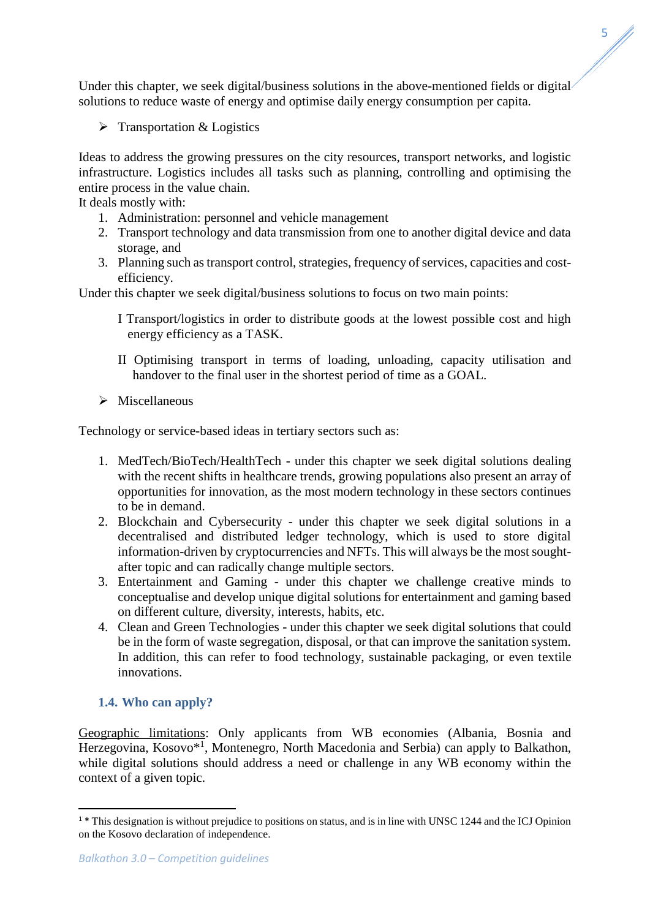Under this chapter, we seek digital/business solutions in the above-mentioned fields or digital solutions to reduce waste of energy and optimise daily energy consumption per capita.

- Transportation & Logistics

Ideas to address the growing pressures on the city resources, transport networks, and logistic infrastructure. Logistics includes all tasks such as planning, controlling and optimising the entire process in the value chain.

It deals mostly with:

1. Administration: personnel and vehicle management
2. Transport technology and data transmission from one to another digital device and data storage, and
3. Planning such as transport control, strategies, frequency of services, capacities and cost-efficiency.

Under this chapter we seek digital/business solutions to focus on two main points:

I Transport/logistics in order to distribute goods at the lowest possible cost and high energy efficiency as a TASK.

II Optimising transport in terms of loading, unloading, capacity utilisation and handover to the final user in the shortest period of time as a GOAL.

- Miscellaneous

Technology or service-based ideas in tertiary sectors such as:

1. MedTech/BioTech/HealthTech - under this chapter we seek digital solutions dealing with the recent shifts in healthcare trends, growing populations also present an array of opportunities for innovation, as the most modern technology in these sectors continues to be in demand.
2. Blockchain and Cybersecurity - under this chapter we seek digital solutions in a decentralised and distributed ledger technology, which is used to store digital information-driven by cryptocurrencies and NFTs. This will always be the most sought-after topic and can radically change multiple sectors.
3. Entertainment and Gaming - under this chapter we challenge creative minds to conceptualise and develop unique digital solutions for entertainment and gaming based on different culture, diversity, interests, habits, etc.
4. Clean and Green Technologies - under this chapter we seek digital solutions that could be in the form of waste segregation, disposal, or that can improve the sanitation system. In addition, this can refer to food technology, sustainable packaging, or even textile innovations.

### 1.4. Who can apply?

Geographic limitations: Only applicants from WB economies (Albania, Bosnia and Herzegovina, Kosovo*[1], Montenegro, North Macedonia and Serbia) can apply to Balkathon, while digital solutions should address a need or challenge in any WB economy within the context of a given topic.

[1] * This designation is without prejudice to positions on status, and is in line with UNSC 1244 and the ICJ Opinion on the Kosovo declaration of independence.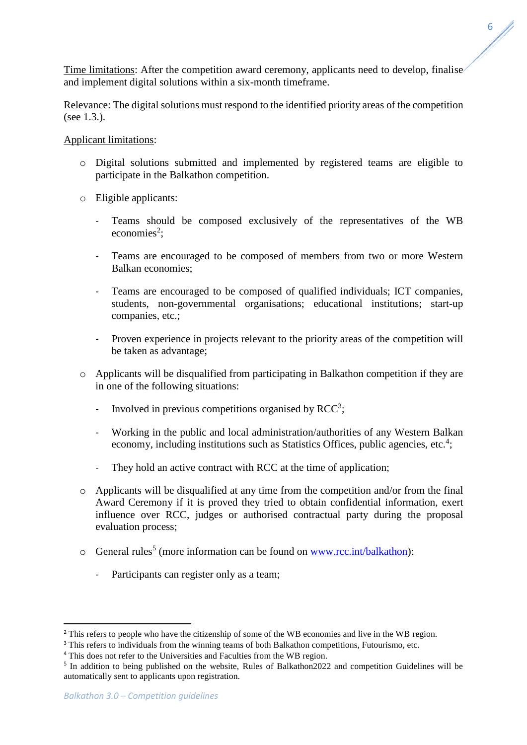Time limitations: After the competition award ceremony, applicants need to develop, finalise and implement digital solutions within a six-month timeframe.

Relevance: The digital solutions must respond to the identified priority areas of the competition (see 1.3.).

Applicant limitations:

- Digital solutions submitted and implemented by registered teams are eligible to participate in the Balkathon competition.
- Eligible applicants:
  - Teams should be composed exclusively of the representatives of the WB economies[2];
  - Teams are encouraged to be composed of members from two or more Western Balkan economies;
  - Teams are encouraged to be composed of qualified individuals; ICT companies, students, non-governmental organisations; educational institutions; start-up companies, etc.;
  - Proven experience in projects relevant to the priority areas of the competition will be taken as advantage;
- Applicants will be disqualified from participating in Balkathon competition if they are in one of the following situations:
  - Involved in previous competitions organised by RCC[3];
  - Working in the public and local administration/authorities of any Western Balkan economy, including institutions such as Statistics Offices, public agencies, etc.[4];
  - They hold an active contract with RCC at the time of application;
- Applicants will be disqualified at any time from the competition and/or from the final Award Ceremony if it is proved they tried to obtain confidential information, exert influence over RCC, judges or authorised contractual party during the proposal evaluation process;
- General rules[5] (more information can be found on www.rcc.int/balkathon):
  - Participants can register only as a team;

---

[2] This refers to people who have the citizenship of some of the WB economies and live in the WB region.

[3] This refers to individuals from the winning teams of both Balkathon competitions, Futourismo, etc.

[4] This does not refer to the Universities and Faculties from the WB region.

[5] In addition to being published on the website, Rules of Balkathon2022 and competition Guidelines will be automatically sent to applicants upon registration.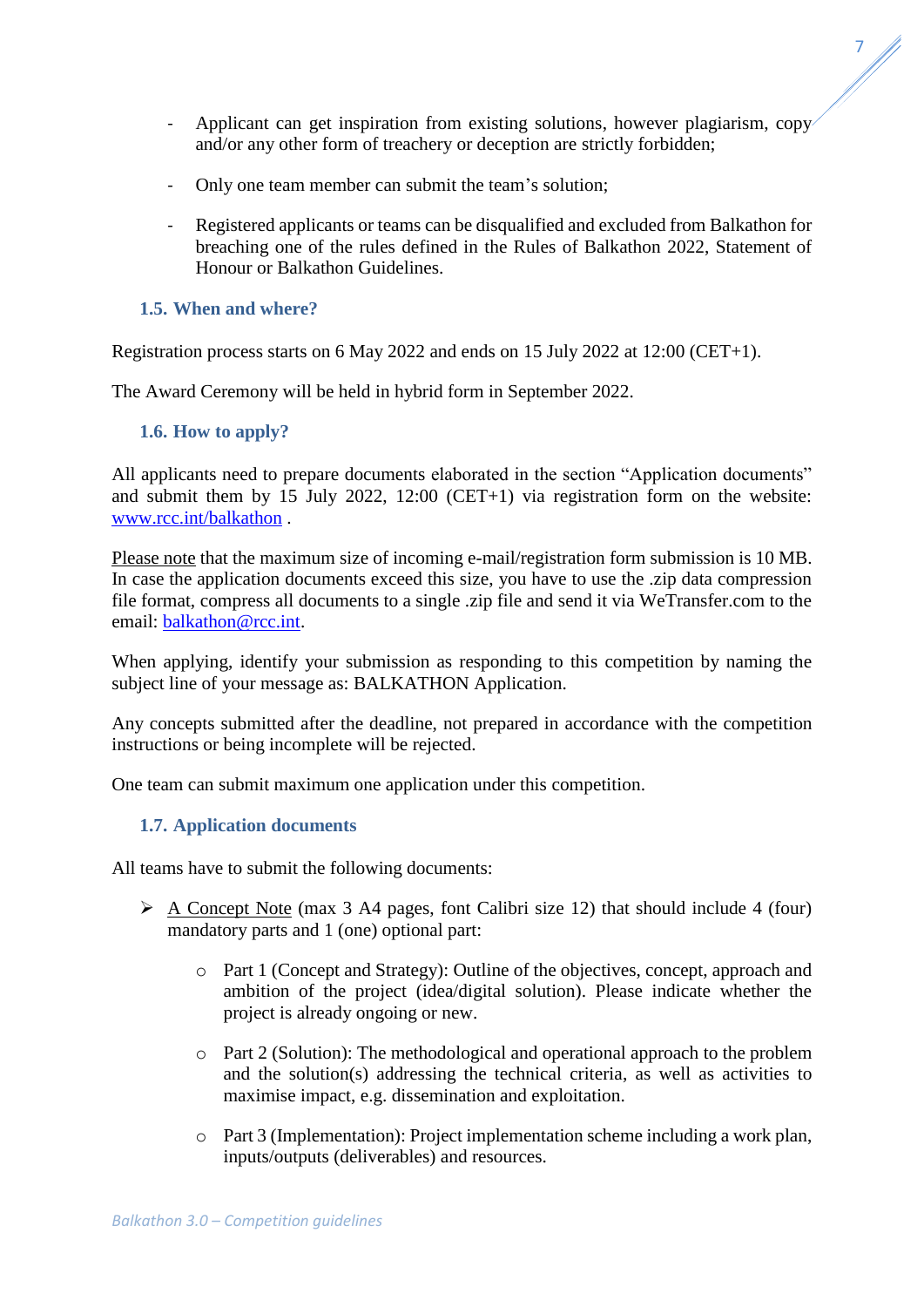- Applicant can get inspiration from existing solutions, however plagiarism, copy and/or any other form of treachery or deception are strictly forbidden;

- Only one team member can submit the team's solution;

- Registered applicants or teams can be disqualified and excluded from Balkathon for breaching one of the rules defined in the Rules of Balkathon 2022, Statement of Honour or Balkathon Guidelines.

### 1.5. When and where?

Registration process starts on 6 May 2022 and ends on 15 July 2022 at 12:00 (CET+1).

The Award Ceremony will be held in hybrid form in September 2022.

### 1.6. How to apply?

All applicants need to prepare documents elaborated in the section "Application documents" and submit them by 15 July 2022, 12:00 (CET+1) via registration form on the website: [www.rcc.int/balkathon](www.rcc.int/balkathon) .

Please note that the maximum size of incoming e-mail/registration form submission is 10 MB. In case the application documents exceed this size, you have to use the .zip data compression file format, compress all documents to a single .zip file and send it via WeTransfer.com to the email: [balkathon@rcc.int](mailto:balkathon@rcc.int).

When applying, identify your submission as responding to this competition by naming the subject line of your message as: BALKATHON Application.

Any concepts submitted after the deadline, not prepared in accordance with the competition instructions or being incomplete will be rejected.

One team can submit maximum one application under this competition.

### 1.7. Application documents

All teams have to submit the following documents:

- A Concept Note (max 3 A4 pages, font Calibri size 12) that should include 4 (four) mandatory parts and 1 (one) optional part:
  - Part 1 (Concept and Strategy): Outline of the objectives, concept, approach and ambition of the project (idea/digital solution). Please indicate whether the project is already ongoing or new.
  - Part 2 (Solution): The methodological and operational approach to the problem and the solution(s) addressing the technical criteria, as well as activities to maximise impact, e.g. dissemination and exploitation.
  - Part 3 (Implementation): Project implementation scheme including a work plan, inputs/outputs (deliverables) and resources.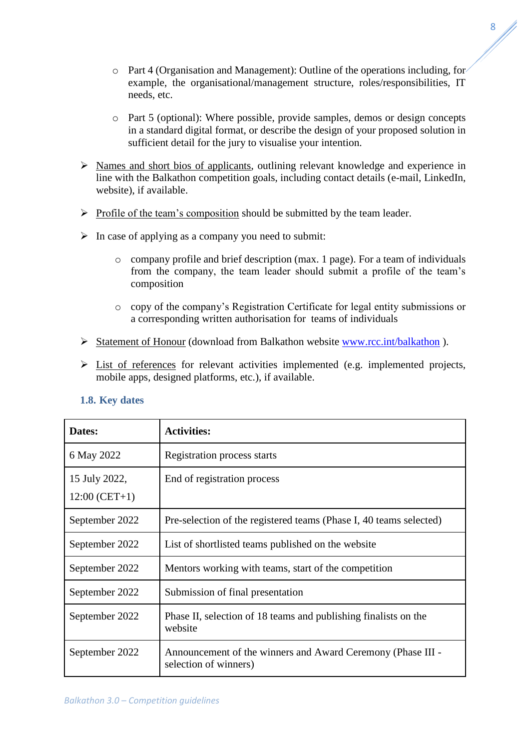- Part 4 (Organisation and Management): Outline of the operations including, for example, the organisational/management structure, roles/responsibilities, IT needs, etc.

  - Part 5 (optional): Where possible, provide samples, demos or design concepts in a standard digital format, or describe the design of your proposed solution in sufficient detail for the jury to visualise your intention.

- Names and short bios of applicants, outlining relevant knowledge and experience in line with the Balkathon competition goals, including contact details (e-mail, LinkedIn, website), if available.

- Profile of the team's composition should be submitted by the team leader.

- In case of applying as a company you need to submit:

  - company profile and brief description (max. 1 page). For a team of individuals from the company, the team leader should submit a profile of the team's composition

  - copy of the company's Registration Certificate for legal entity submissions or a corresponding written authorisation for teams of individuals

- Statement of Honour (download from Balkathon website www.rcc.int/balkathon ).

- List of references for relevant activities implemented (e.g. implemented projects, mobile apps, designed platforms, etc.), if available.

### 1.8. Key dates

| **Dates:** | **Activities:** |
|---|---|
| 6 May 2022 | Registration process starts |
| 15 July 2022, 12:00 (CET+1) | End of registration process |
| September 2022 | Pre-selection of the registered teams (Phase I, 40 teams selected) |
| September 2022 | List of shortlisted teams published on the website |
| September 2022 | Mentors working with teams, start of the competition |
| September 2022 | Submission of final presentation |
| September 2022 | Phase II, selection of 18 teams and publishing finalists on the website |
| September 2022 | Announcement of the winners and Award Ceremony (Phase III - selection of winners) |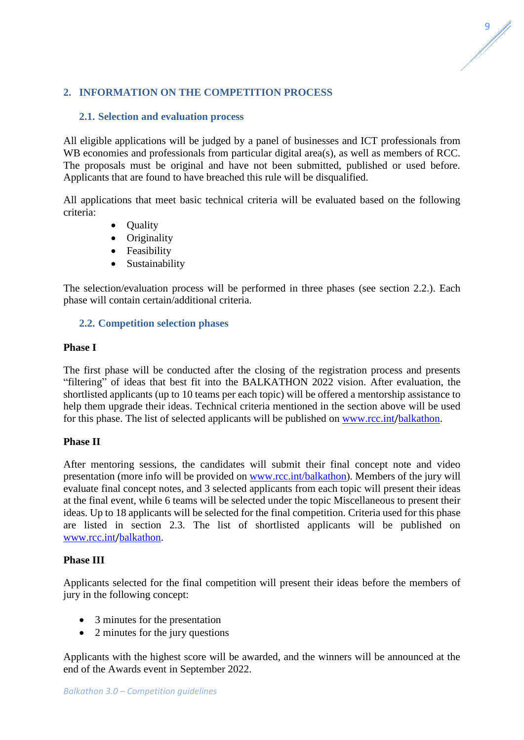## 2. INFORMATION ON THE COMPETITION PROCESS

### 2.1. Selection and evaluation process

All eligible applications will be judged by a panel of businesses and ICT professionals from WB economies and professionals from particular digital area(s), as well as members of RCC. The proposals must be original and have not been submitted, published or used before. Applicants that are found to have breached this rule will be disqualified.

All applications that meet basic technical criteria will be evaluated based on the following criteria:

- Quality
- Originality
- Feasibility
- Sustainability

The selection/evaluation process will be performed in three phases (see section 2.2.). Each phase will contain certain/additional criteria.

### 2.2. Competition selection phases

**Phase I**

The first phase will be conducted after the closing of the registration process and presents "filtering" of ideas that best fit into the BALKATHON 2022 vision. After evaluation, the shortlisted applicants (up to 10 teams per each topic) will be offered a mentorship assistance to help them upgrade their ideas. Technical criteria mentioned in the section above will be used for this phase. The list of selected applicants will be published on www.rcc.int/balkathon.

**Phase II**

After mentoring sessions, the candidates will submit their final concept note and video presentation (more info will be provided on www.rcc.int/balkathon). Members of the jury will evaluate final concept notes, and 3 selected applicants from each topic will present their ideas at the final event, while 6 teams will be selected under the topic Miscellaneous to present their ideas. Up to 18 applicants will be selected for the final competition. Criteria used for this phase are listed in section 2.3. The list of shortlisted applicants will be published on www.rcc.int/balkathon.

**Phase III**

Applicants selected for the final competition will present their ideas before the members of jury in the following concept:

- 3 minutes for the presentation
- 2 minutes for the jury questions

Applicants with the highest score will be awarded, and the winners will be announced at the end of the Awards event in September 2022.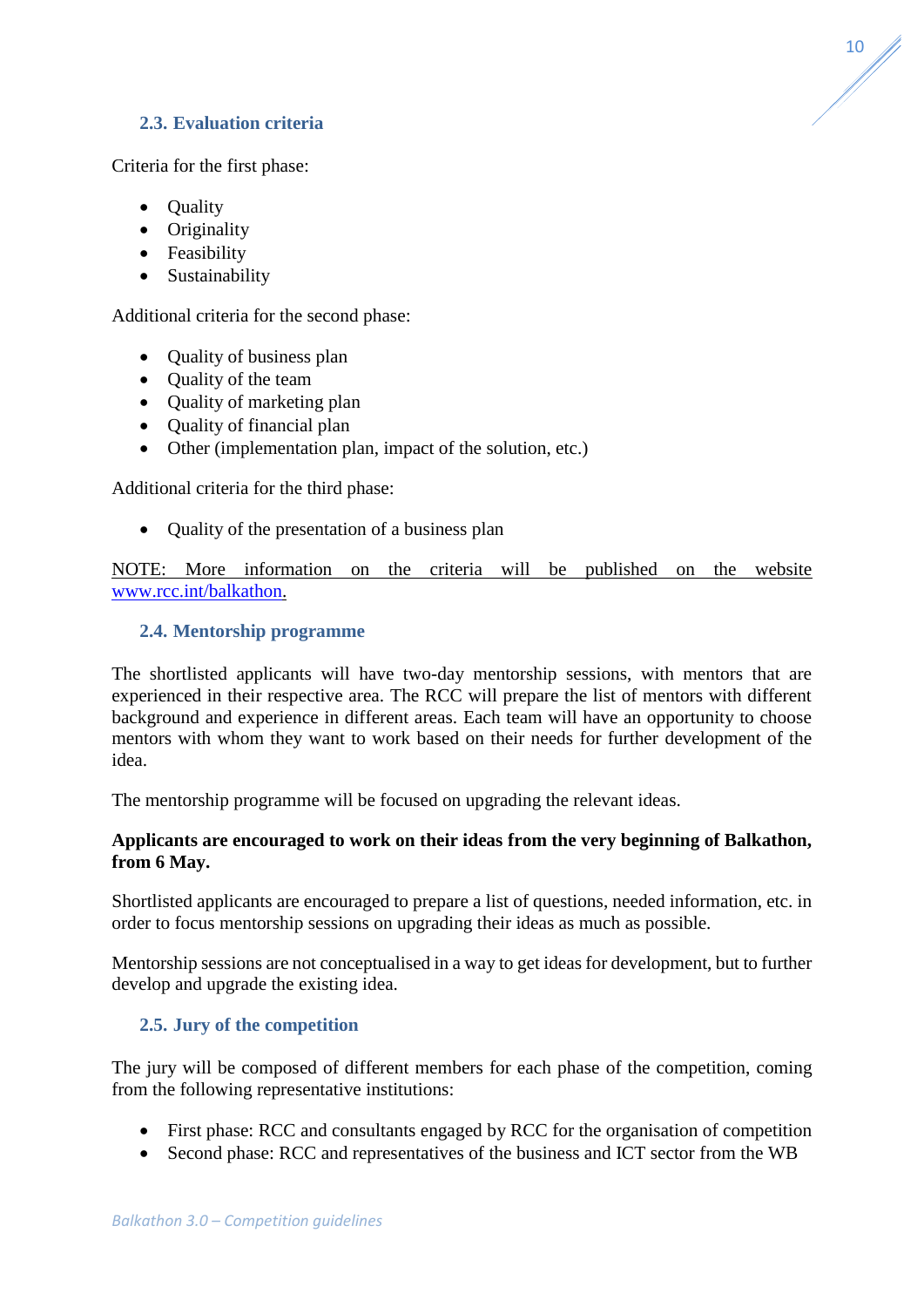### 2.3. Evaluation criteria

Criteria for the first phase:

- Quality
- Originality
- Feasibility
- Sustainability

Additional criteria for the second phase:

- Quality of business plan
- Quality of the team
- Quality of marketing plan
- Quality of financial plan
- Other (implementation plan, impact of the solution, etc.)

Additional criteria for the third phase:

- Quality of the presentation of a business plan

NOTE: More information on the criteria will be published on the website [www.rcc.int/balkathon](www.rcc.int/balkathon).

### 2.4. Mentorship programme

The shortlisted applicants will have two-day mentorship sessions, with mentors that are experienced in their respective area. The RCC will prepare the list of mentors with different background and experience in different areas. Each team will have an opportunity to choose mentors with whom they want to work based on their needs for further development of the idea.

The mentorship programme will be focused on upgrading the relevant ideas.

**Applicants are encouraged to work on their ideas from the very beginning of Balkathon, from 6 May.**

Shortlisted applicants are encouraged to prepare a list of questions, needed information, etc. in order to focus mentorship sessions on upgrading their ideas as much as possible.

Mentorship sessions are not conceptualised in a way to get ideas for development, but to further develop and upgrade the existing idea.

### 2.5. Jury of the competition

The jury will be composed of different members for each phase of the competition, coming from the following representative institutions:

- First phase: RCC and consultants engaged by RCC for the organisation of competition
- Second phase: RCC and representatives of the business and ICT sector from the WB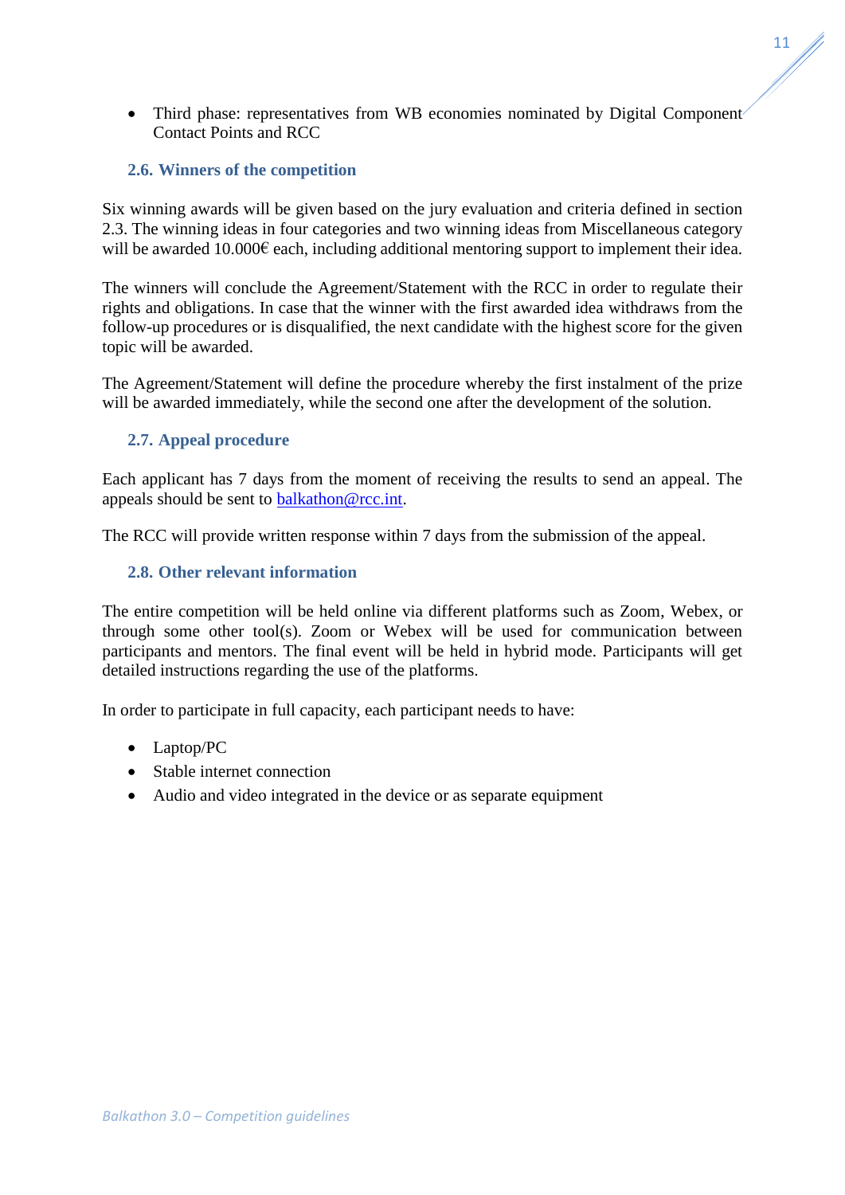- Third phase: representatives from WB economies nominated by Digital Component Contact Points and RCC

## 2.6. Winners of the competition

Six winning awards will be given based on the jury evaluation and criteria defined in section 2.3. The winning ideas in four categories and two winning ideas from Miscellaneous category will be awarded 10.000€ each, including additional mentoring support to implement their idea.

The winners will conclude the Agreement/Statement with the RCC in order to regulate their rights and obligations. In case that the winner with the first awarded idea withdraws from the follow-up procedures or is disqualified, the next candidate with the highest score for the given topic will be awarded.

The Agreement/Statement will define the procedure whereby the first instalment of the prize will be awarded immediately, while the second one after the development of the solution.

## 2.7. Appeal procedure

Each applicant has 7 days from the moment of receiving the results to send an appeal. The appeals should be sent to balkathon@rcc.int.

The RCC will provide written response within 7 days from the submission of the appeal.

## 2.8. Other relevant information

The entire competition will be held online via different platforms such as Zoom, Webex, or through some other tool(s). Zoom or Webex will be used for communication between participants and mentors. The final event will be held in hybrid mode. Participants will get detailed instructions regarding the use of the platforms.

In order to participate in full capacity, each participant needs to have:

- Laptop/PC
- Stable internet connection
- Audio and video integrated in the device or as separate equipment